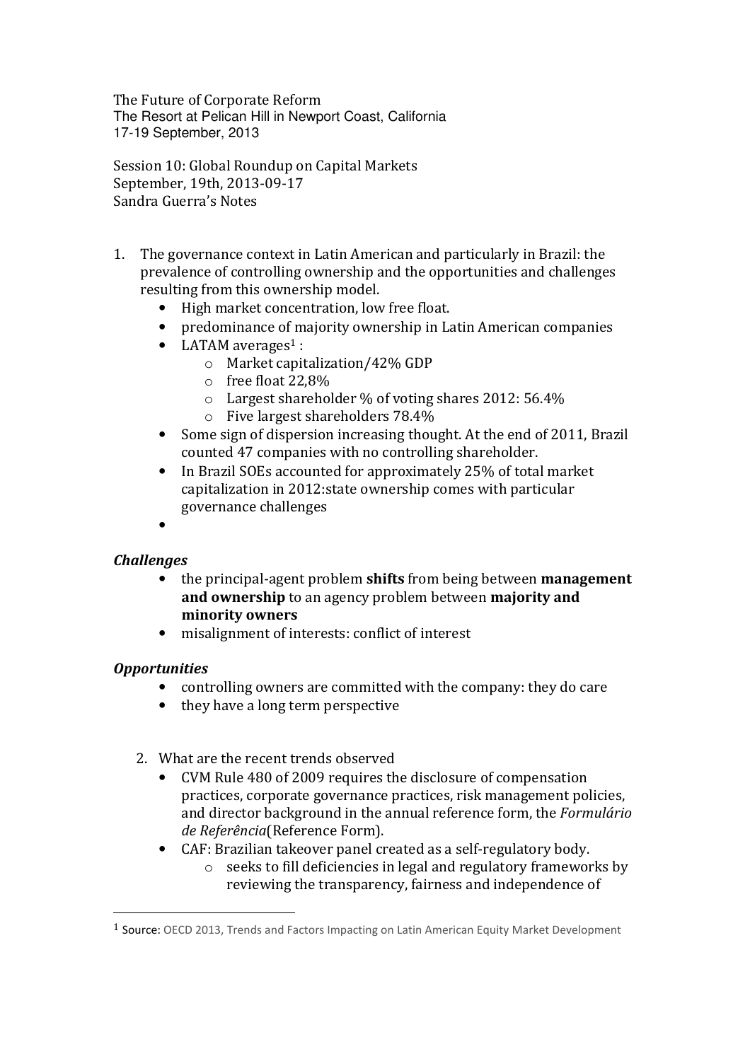The Future of Corporate Reform
The Resort at Pelican Hill in Newport Coast, California
17-19 September, 2013

Session 10: Global Roundup on Capital Markets
September, 19th, 2013-09-17
Sandra Guerra's Notes

1. The governance context in Latin American and particularly in Brazil: the prevalence of controlling ownership and the opportunities and challenges resulting from this ownership model.
    - High market concentration, low free float.
    - predominance of majority ownership in Latin American companies
    - LATAM averages[1] :
        - Market capitalization/42% GDP
        - free float 22,8%
        - Largest shareholder % of voting shares 2012: 56.4%
        - Five largest shareholders 78.4%
    - Some sign of dispersion increasing thought. At the end of 2011, Brazil counted 47 companies with no controlling shareholder.
    - In Brazil SOEs accounted for approximately 25% of total market capitalization in 2012:state ownership comes with particular governance challenges
    -

***Challenges***

- the principal-agent problem **shifts** from being between **management and ownership** to an agency problem between **majority and minority owners**
- misalignment of interests: conflict of interest

***Opportunities***

- controlling owners are committed with the company: they do care
- they have a long term perspective

2. What are the recent trends observed
    - CVM Rule 480 of 2009 requires the disclosure of compensation practices, corporate governance practices, risk management policies, and director background in the annual reference form, the *Formulário de Referência*(Reference Form).
    - CAF: Brazilian takeover panel created as a self-regulatory body.
        - seeks to fill deficiencies in legal and regulatory frameworks by reviewing the transparency, fairness and independence of

[1] Source: OECD 2013, Trends and Factors Impacting on Latin American Equity Market Development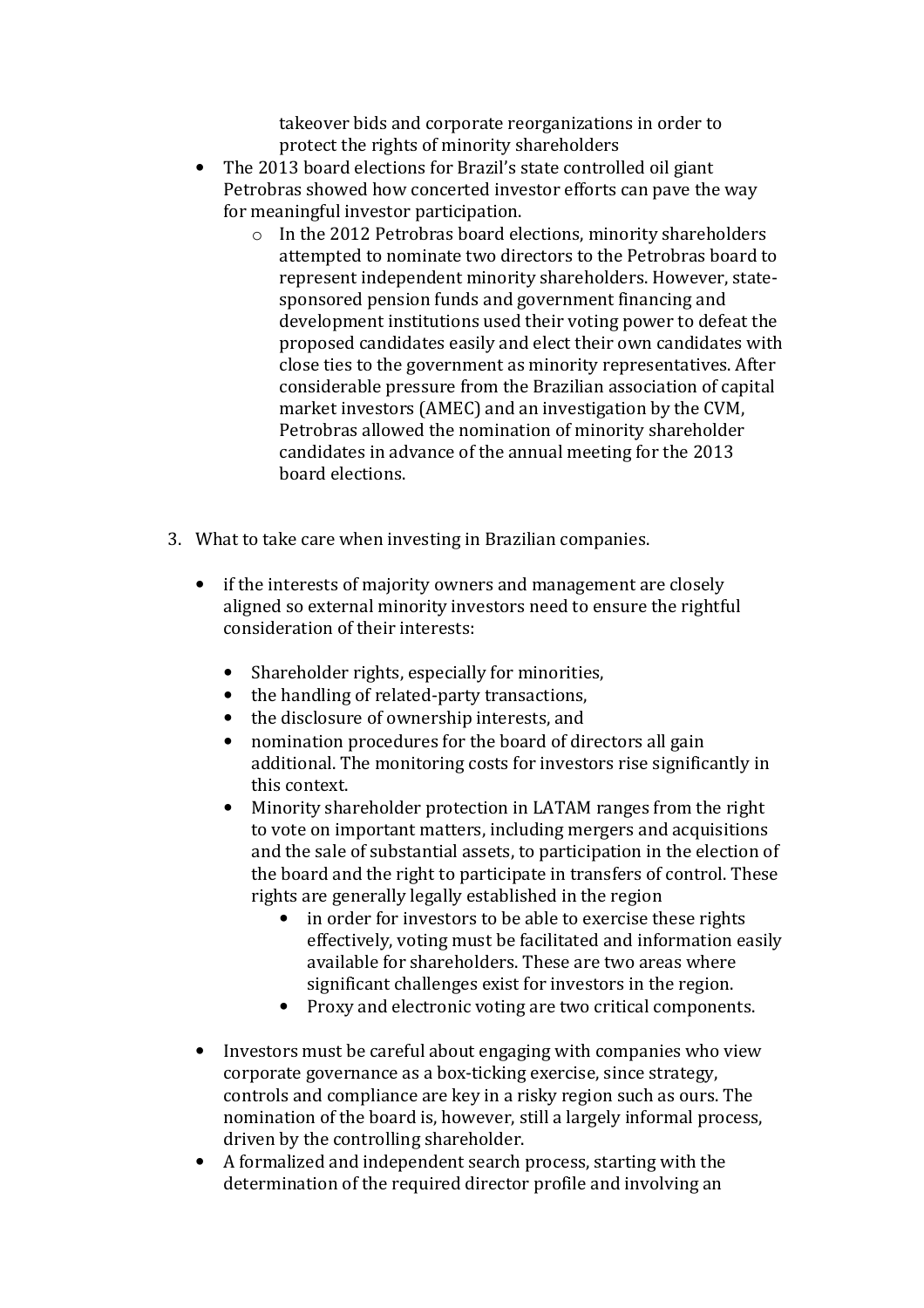takeover bids and corporate reorganizations in order to protect the rights of minority shareholders

- The 2013 board elections for Brazil's state controlled oil giant Petrobras showed how concerted investor efforts can pave the way for meaningful investor participation.
    - In the 2012 Petrobras board elections, minority shareholders attempted to nominate two directors to the Petrobras board to represent independent minority shareholders. However, state-sponsored pension funds and government financing and development institutions used their voting power to defeat the proposed candidates easily and elect their own candidates with close ties to the government as minority representatives. After considerable pressure from the Brazilian association of capital market investors (AMEC) and an investigation by the CVM, Petrobras allowed the nomination of minority shareholder candidates in advance of the annual meeting for the 2013 board elections.

3. What to take care when investing in Brazilian companies.

- if the interests of majority owners and management are closely aligned so external minority investors need to ensure the rightful consideration of their interests:
    - Shareholder rights, especially for minorities,
    - the handling of related-party transactions,
    - the disclosure of ownership interests, and
    - nomination procedures for the board of directors all gain additional. The monitoring costs for investors rise significantly in this context.
    - Minority shareholder protection in LATAM ranges from the right to vote on important matters, including mergers and acquisitions and the sale of substantial assets, to participation in the election of the board and the right to participate in transfers of control. These rights are generally legally established in the region
        - in order for investors to be able to exercise these rights effectively, voting must be facilitated and information easily available for shareholders. These are two areas where significant challenges exist for investors in the region.
        - Proxy and electronic voting are two critical components.
- Investors must be careful about engaging with companies who view corporate governance as a box-ticking exercise, since strategy, controls and compliance are key in a risky region such as ours. The nomination of the board is, however, still a largely informal process, driven by the controlling shareholder.
- A formalized and independent search process, starting with the determination of the required director profile and involving an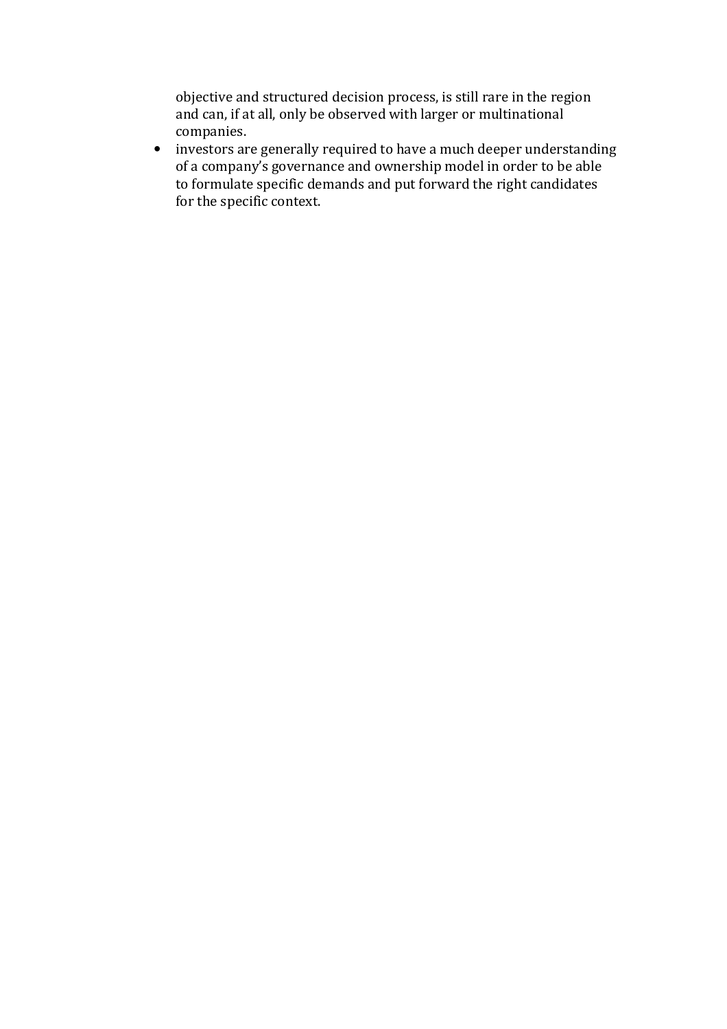objective and structured decision process, is still rare in the region and can, if at all, only be observed with larger or multinational companies.

- investors are generally required to have a much deeper understanding of a company's governance and ownership model in order to be able to formulate specific demands and put forward the right candidates for the specific context.